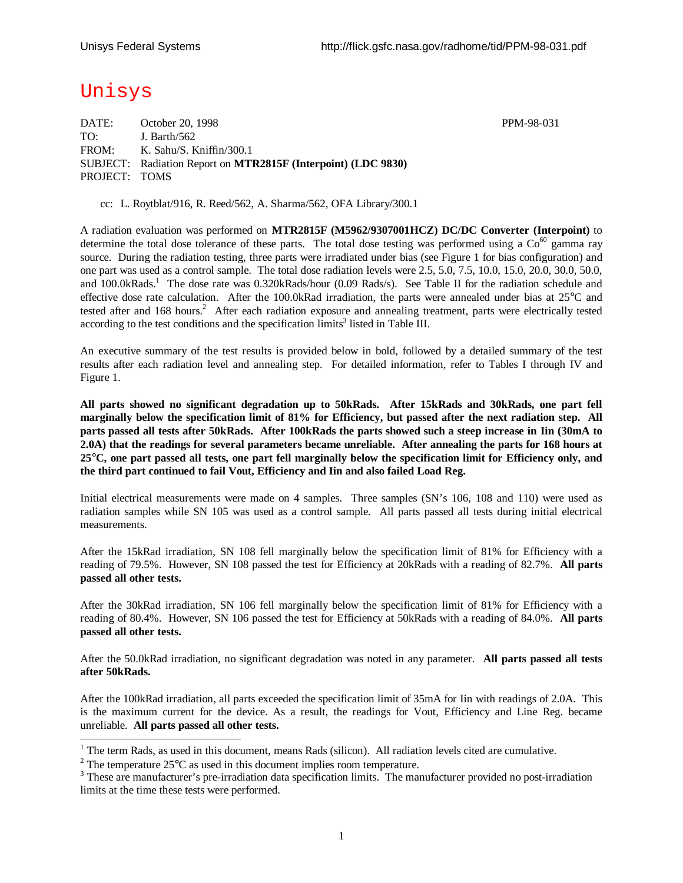Unisys Federal Systems http://flick.gsfc.nasa.gov/radhome/tid/PPM-98-031.pdf

# Unisys

DATE: October 20, 1998 PPM-98-031
TO: J. Barth/562
FROM: K. Sahu/S. Kniffin/300.1
SUBJECT: Radiation Report on **MTR2815F (Interpoint) (LDC 9830)**
PROJECT: TOMS

cc: L. Roytblat/916, R. Reed/562, A. Sharma/562, OFA Library/300.1

A radiation evaluation was performed on **MTR2815F (M5962/9307001HCZ) DC/DC Converter (Interpoint)** to determine the total dose tolerance of these parts. The total dose testing was performed using a $Co^{60}$ gamma ray source. During the radiation testing, three parts were irradiated under bias (see Figure 1 for bias configuration) and one part was used as a control sample. The total dose radiation levels were 2.5, 5.0, 7.5, 10.0, 15.0, 20.0, 30.0, 50.0, and 100.0kRads.[1] The dose rate was 0.320kRads/hour (0.09 Rads/s). See Table II for the radiation schedule and effective dose rate calculation. After the 100.0kRad irradiation, the parts were annealed under bias at 25°C and tested after and 168 hours.[2] After each radiation exposure and annealing treatment, parts were electrically tested according to the test conditions and the specification limits[3] listed in Table III.

An executive summary of the test results is provided below in bold, followed by a detailed summary of the test results after each radiation level and annealing step. For detailed information, refer to Tables I through IV and Figure 1.

**All parts showed no significant degradation up to 50kRads. After 15kRads and 30kRads, one part fell marginally below the specification limit of 81% for Efficiency, but passed after the next radiation step. All parts passed all tests after 50kRads. After 100kRads the parts showed such a steep increase in Iin (30mA to 2.0A) that the readings for several parameters became unreliable. After annealing the parts for 168 hours at 25°C, one part passed all tests, one part fell marginally below the specification limit for Efficiency only, and the third part continued to fail Vout, Efficiency and Iin and also failed Load Reg.**

Initial electrical measurements were made on 4 samples. Three samples (SN's 106, 108 and 110) were used as radiation samples while SN 105 was used as a control sample. All parts passed all tests during initial electrical measurements.

After the 15kRad irradiation, SN 108 fell marginally below the specification limit of 81% for Efficiency with a reading of 79.5%. However, SN 108 passed the test for Efficiency at 20kRads with a reading of 82.7%. **All parts passed all other tests.**

After the 30kRad irradiation, SN 106 fell marginally below the specification limit of 81% for Efficiency with a reading of 80.4%. However, SN 106 passed the test for Efficiency at 50kRads with a reading of 84.0%. **All parts passed all other tests.**

After the 50.0kRad irradiation, no significant degradation was noted in any parameter. **All parts passed all tests after 50kRads.**

After the 100kRad irradiation, all parts exceeded the specification limit of 35mA for Iin with readings of 2.0A. This is the maximum current for the device. As a result, the readings for Vout, Efficiency and Line Reg. became unreliable. **All parts passed all other tests.**

---

[1] The term Rads, as used in this document, means Rads (silicon). All radiation levels cited are cumulative.

[2] The temperature 25°C as used in this document implies room temperature.

[3] These are manufacturer's pre-irradiation data specification limits. The manufacturer provided no post-irradiation limits at the time these tests were performed.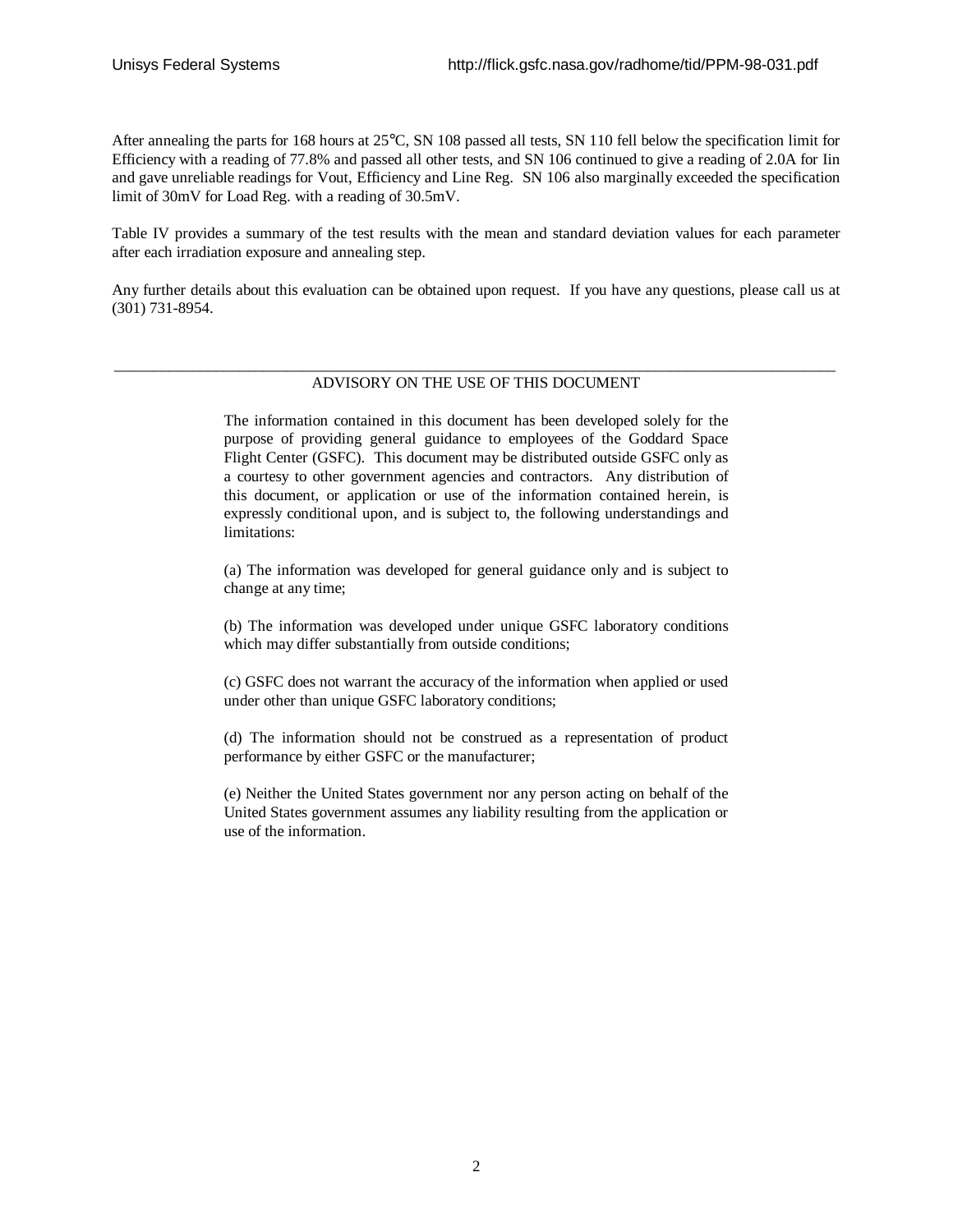After annealing the parts for 168 hours at 25°C, SN 108 passed all tests, SN 110 fell below the specification limit for Efficiency with a reading of 77.8% and passed all other tests, and SN 106 continued to give a reading of 2.0A for Iin and gave unreliable readings for Vout, Efficiency and Line Reg. SN 106 also marginally exceeded the specification limit of 30mV for Load Reg. with a reading of 30.5mV.

Table IV provides a summary of the test results with the mean and standard deviation values for each parameter after each irradiation exposure and annealing step.

Any further details about this evaluation can be obtained upon request. If you have any questions, please call us at (301) 731-8954.

---

ADVISORY ON THE USE OF THIS DOCUMENT

The information contained in this document has been developed solely for the purpose of providing general guidance to employees of the Goddard Space Flight Center (GSFC). This document may be distributed outside GSFC only as a courtesy to other government agencies and contractors. Any distribution of this document, or application or use of the information contained herein, is expressly conditional upon, and is subject to, the following understandings and limitations:

(a) The information was developed for general guidance only and is subject to change at any time;

(b) The information was developed under unique GSFC laboratory conditions which may differ substantially from outside conditions;

(c) GSFC does not warrant the accuracy of the information when applied or used under other than unique GSFC laboratory conditions;

(d) The information should not be construed as a representation of product performance by either GSFC or the manufacturer;

(e) Neither the United States government nor any person acting on behalf of the United States government assumes any liability resulting from the application or use of the information.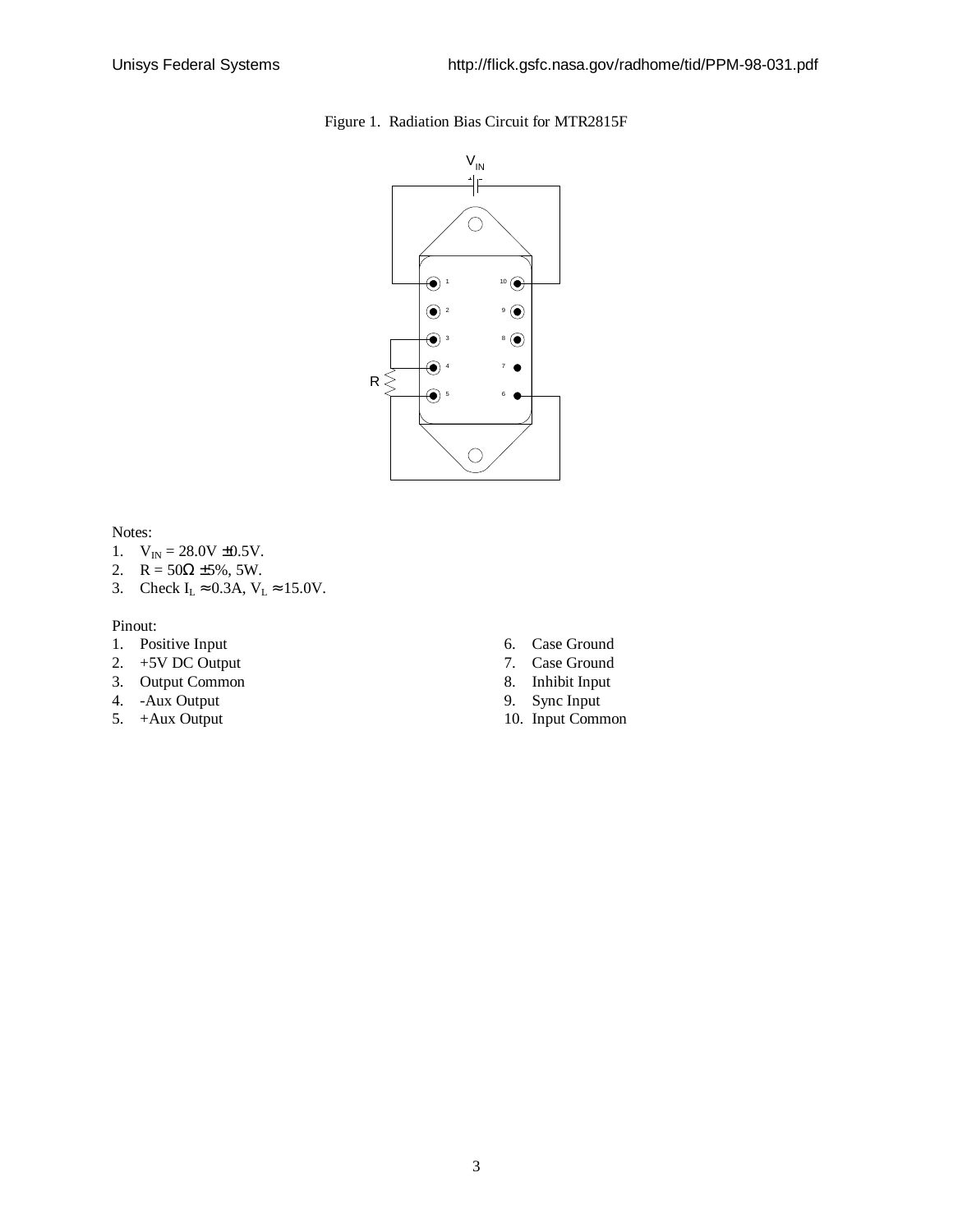Figure 1. Radiation Bias Circuit for MTR2815F

Notes:

1. $V_{IN}$ = 28.0V ±0.5V.
2. R = 50Ω ±5%, 5W.
3. Check $I_L \approx 0.3A$, $V_L \approx 15.0V$.

Pinout:

1. Positive Input
2. +5V DC Output
3. Output Common
4. -Aux Output
5. +Aux Output
6. Case Ground
7. Case Ground
8. Inhibit Input
9. Sync Input
10. Input Common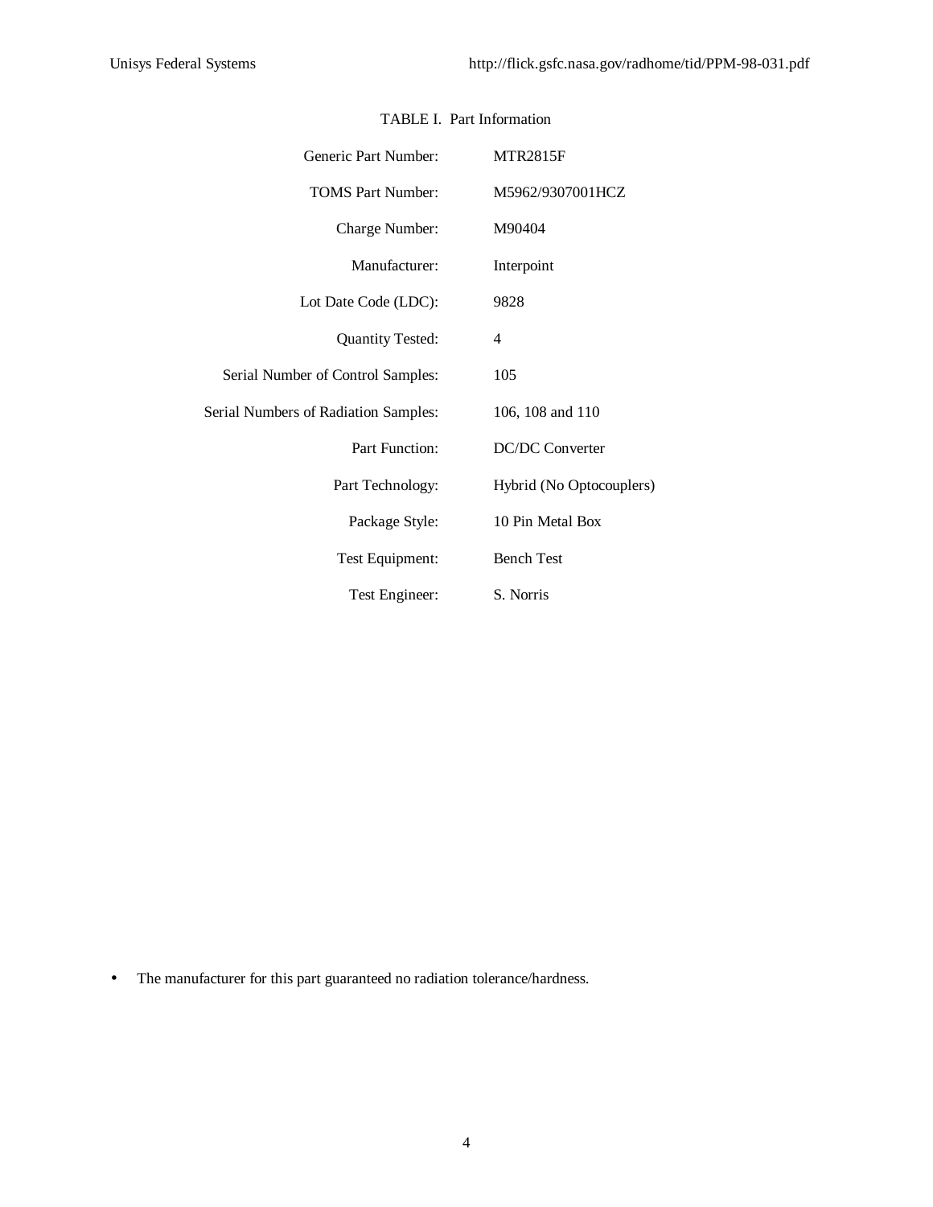TABLE I. Part Information

| | |
|---|---|
| Generic Part Number: | MTR2815F |
| TOMS Part Number: | M5962/9307001HCZ |
| Charge Number: | M90404 |
| Manufacturer: | Interpoint |
| Lot Date Code (LDC): | 9828 |
| Quantity Tested: | 4 |
| Serial Number of Control Samples: | 105 |
| Serial Numbers of Radiation Samples: | 106, 108 and 110 |
| Part Function: | DC/DC Converter |
| Part Technology: | Hybrid (No Optocouplers) |
| Package Style: | 10 Pin Metal Box |
| Test Equipment: | Bench Test |
| Test Engineer: | S. Norris |

- The manufacturer for this part guaranteed no radiation tolerance/hardness.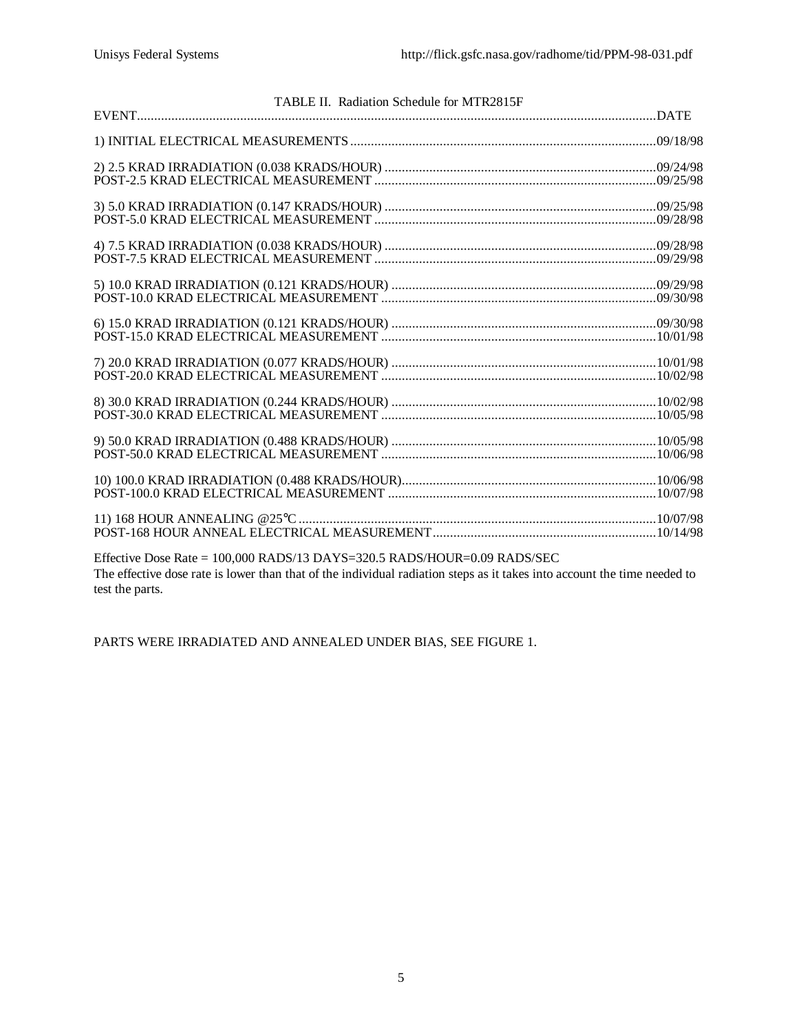TABLE II. Radiation Schedule for MTR2815F

| EVENT | DATE |
|---|---|
| 1) INITIAL ELECTRICAL MEASUREMENTS | 09/18/98 |
| 2) 2.5 KRAD IRRADIATION (0.038 KRADS/HOUR) | 09/24/98 |
| POST-2.5 KRAD ELECTRICAL MEASUREMENT | 09/25/98 |
| 3) 5.0 KRAD IRRADIATION (0.147 KRADS/HOUR) | 09/25/98 |
| POST-5.0 KRAD ELECTRICAL MEASUREMENT | 09/28/98 |
| 4) 7.5 KRAD IRRADIATION (0.038 KRADS/HOUR) | 09/28/98 |
| POST-7.5 KRAD ELECTRICAL MEASUREMENT | 09/29/98 |
| 5) 10.0 KRAD IRRADIATION (0.121 KRADS/HOUR) | 09/29/98 |
| POST-10.0 KRAD ELECTRICAL MEASUREMENT | 09/30/98 |
| 6) 15.0 KRAD IRRADIATION (0.121 KRADS/HOUR) | 09/30/98 |
| POST-15.0 KRAD ELECTRICAL MEASUREMENT | 10/01/98 |
| 7) 20.0 KRAD IRRADIATION (0.077 KRADS/HOUR) | 10/01/98 |
| POST-20.0 KRAD ELECTRICAL MEASUREMENT | 10/02/98 |
| 8) 30.0 KRAD IRRADIATION (0.244 KRADS/HOUR) | 10/02/98 |
| POST-30.0 KRAD ELECTRICAL MEASUREMENT | 10/05/98 |
| 9) 50.0 KRAD IRRADIATION (0.488 KRADS/HOUR) | 10/05/98 |
| POST-50.0 KRAD ELECTRICAL MEASUREMENT | 10/06/98 |
| 10) 100.0 KRAD IRRADIATION (0.488 KRADS/HOUR) | 10/06/98 |
| POST-100.0 KRAD ELECTRICAL MEASUREMENT | 10/07/98 |
| 11) 168 HOUR ANNEALING @25°C | 10/07/98 |
| POST-168 HOUR ANNEAL ELECTRICAL MEASUREMENT | 10/14/98 |

Effective Dose Rate = 100,000 RADS/13 DAYS=320.5 RADS/HOUR=0.09 RADS/SEC

The effective dose rate is lower than that of the individual radiation steps as it takes into account the time needed to test the parts.

PARTS WERE IRRADIATED AND ANNEALED UNDER BIAS, SEE FIGURE 1.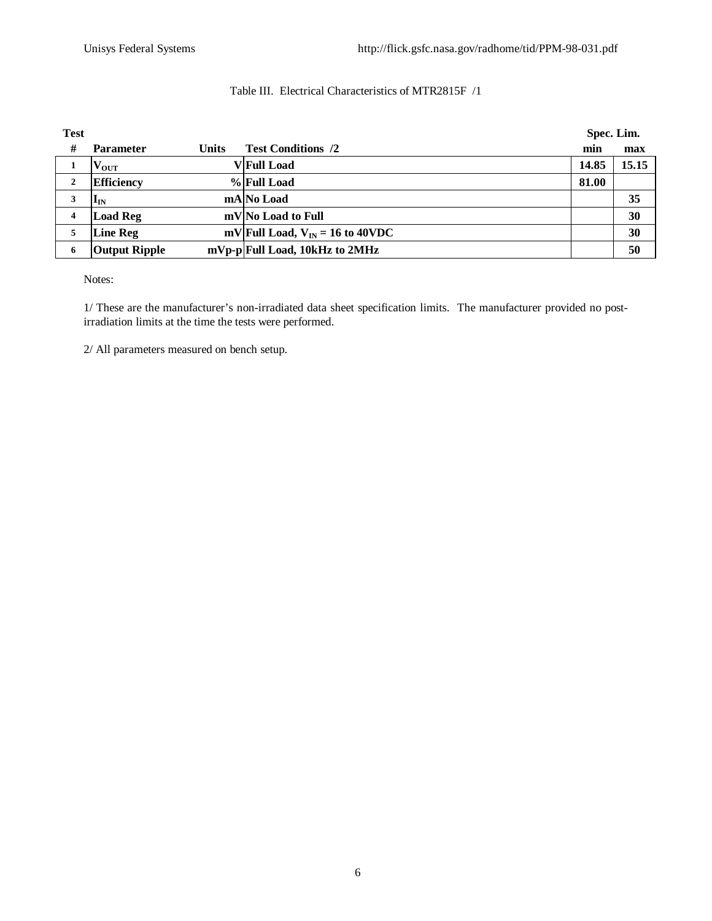Table III. Electrical Characteristics of MTR2815F /1

| Test # | Parameter | Units | Test Conditions /2 | Spec. Lim. min | Spec. Lim. max |
|---|---|---|---|---|---|
| 1 | $V_{OUT}$ | V | Full Load | 14.85 | 15.15 |
| 2 | Efficiency | % | Full Load | 81.00 | |
| 3 | $I_{IN}$ | mA | No Load | | 35 |
| 4 | Load Reg | mV | No Load to Full | | 30 |
| 5 | Line Reg | mV | Full Load, $V_{IN}$ = 16 to 40VDC | | 30 |
| 6 | Output Ripple | mVp-p | Full Load, 10kHz to 2MHz | | 50 |

Notes:

1/ These are the manufacturer's non-irradiated data sheet specification limits. The manufacturer provided no post-irradiation limits at the time the tests were performed.

2/ All parameters measured on bench setup.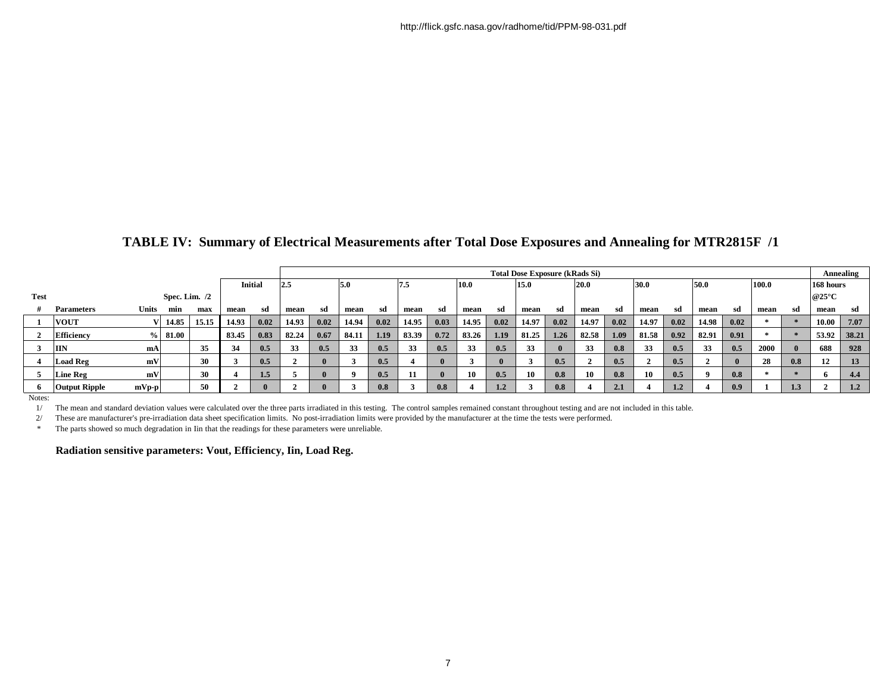http://flick.gsfc.nasa.gov/radhome/tid/PPM-98-031.pdf

## TABLE IV: Summary of Electrical Measurements after Total Dose Exposures and Annealing for MTR2815F /1

| | | | | | | | Total Dose Exposure (kRads Si) | | | | | | | | | | | | | | | | | | | | Annealing | |
|---|---|---|---|---|---|---|---|---|---|---|---|---|---|---|---|---|---|---|---|---|---|---|---|---|---|---|---|---|
| | | | | | Initial | | 2.5 | | 5.0 | | 7.5 | | 10.0 | | 15.0 | | 20.0 | | 30.0 | | 50.0 | | 100.0 | | 168 hours @25°C | |
| Test # | Parameters | Units | Spec. Lim. /2 min | max | mean | sd | mean | sd | mean | sd | mean | sd | mean | sd | mean | sd | mean | sd | mean | sd | mean | sd | mean | sd | mean | sd |
| 1 | VOUT | V | 14.85 | 15.15 | 14.93 | 0.02 | 14.93 | 0.02 | 14.94 | 0.02 | 14.95 | 0.03 | 14.95 | 0.02 | 14.97 | 0.02 | 14.97 | 0.02 | 14.97 | 0.02 | 14.98 | 0.02 | * | * | 10.00 | 7.07 |
| 2 | Efficiency | % | 81.00 | | 83.45 | 0.83 | 82.24 | 0.67 | 84.11 | 1.19 | 83.39 | 0.72 | 83.26 | 1.19 | 81.25 | 1.26 | 82.58 | 1.09 | 81.58 | 0.92 | 82.91 | 0.91 | * | * | 53.92 | 38.21 |
| 3 | IIN | mA | | 35 | 34 | 0.5 | 33 | 0.5 | 33 | 0.5 | 33 | 0.5 | 33 | 0.5 | 33 | 0 | 33 | 0.8 | 33 | 0.5 | 33 | 0.5 | 2000 | 0 | 688 | 928 |
| 4 | Load Reg | mV | | 30 | 3 | 0.5 | 2 | 0 | 3 | 0.5 | 4 | 0 | 3 | 0 | 3 | 0.5 | 2 | 0.5 | 2 | 0.5 | 2 | 0 | 28 | 0.8 | 12 | 13 |
| 5 | Line Reg | mV | | 30 | 4 | 1.5 | 5 | 0 | 9 | 0.5 | 11 | 0 | 10 | 0.5 | 10 | 0.8 | 10 | 0.8 | 10 | 0.5 | 9 | 0.8 | * | * | 6 | 4.4 |
| 6 | Output Ripple | mVp-p | | 50 | 2 | 0 | 2 | 0 | 3 | 0.8 | 3 | 0.8 | 4 | 1.2 | 3 | 0.8 | 4 | 2.1 | 4 | 1.2 | 4 | 0.9 | 1 | 1.3 | 2 | 1.2 |

Notes:

1/ The mean and standard deviation values were calculated over the three parts irradiated in this testing. The control samples remained constant throughout testing and are not included in this table.

2/ These are manufacturer's pre-irradiation data sheet specification limits. No post-irradiation limits were provided by the manufacturer at the time the tests were performed.

\* The parts showed so much degradation in Iin that the readings for these parameters were unreliable.

**Radiation sensitive parameters: Vout, Efficiency, Iin, Load Reg.**